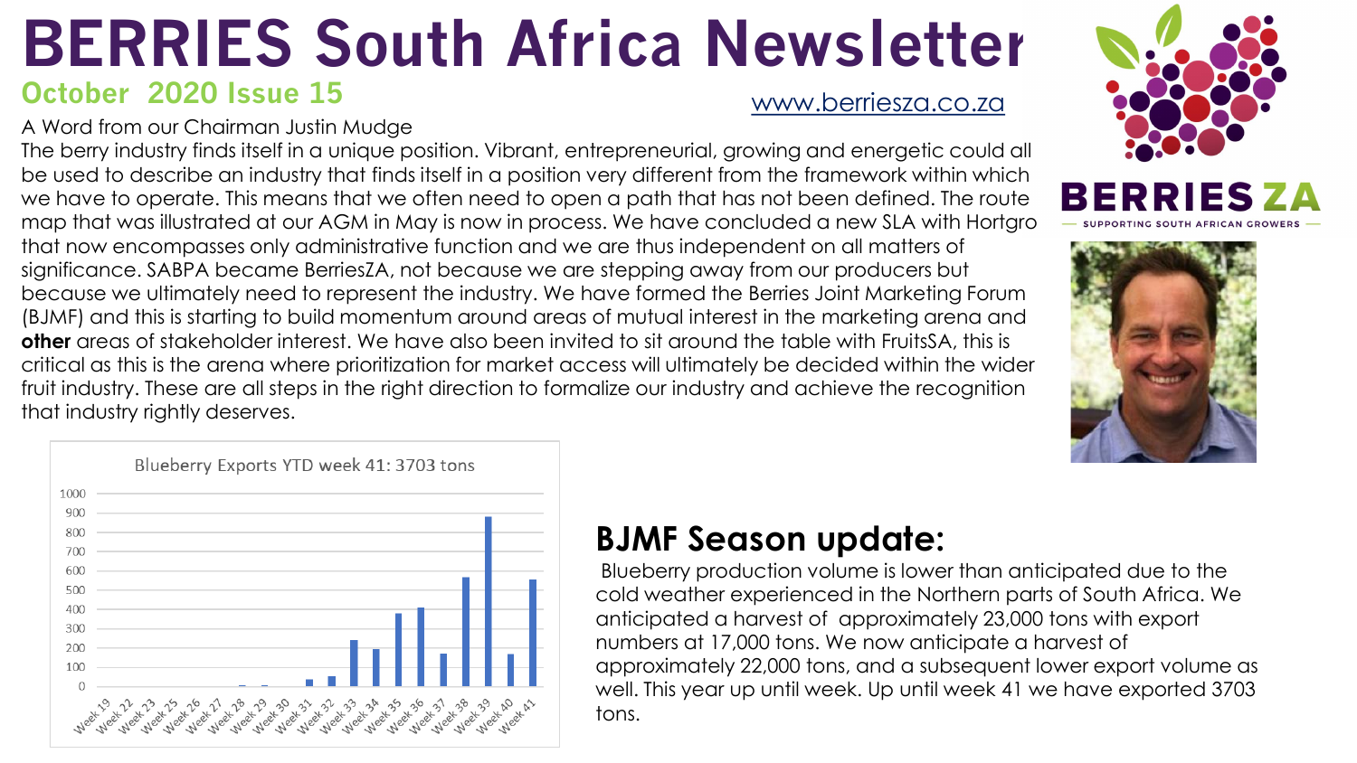# BERRIES South Africa Newsletter

**October 2020 Issue 15**

www.berriesza.co.za

BERRIES ZA — SUPPORTING SOUTH AFRICAN GROWERS

## A Word from our Chairman Justin Mudge

The berry industry finds itself in a unique position. Vibrant, entrepreneurial, growing and energetic could all be used to describe an industry that finds itself in a position very different from the framework within which we have to operate. This means that we often need to open a path that has not been defined. The route map that was illustrated at our AGM in May is now in process. We have concluded a new SLA with Hortgro that now encompasses only administrative function and we are thus independent on all matters of significance. SABPA became BerriesZA, not because we are stepping away from our producers but because we ultimately need to represent the industry. We have formed the Berries Joint Marketing Forum (BJMF) and this is starting to build momentum around areas of mutual interest in the marketing arena and **other** areas of stakeholder interest. We have also been invited to sit around the table with FruitsSA, this is critical as this is the arena where prioritization for market access will ultimately be decided within the wider fruit industry. These are all steps in the right direction to formalize our industry and achieve the recognition that industry rightly deserves.

Blueberry Exports YTD week 41: 3703 tons

## BJMF Season update:

Blueberry production volume is lower than anticipated due to the cold weather experienced in the Northern parts of South Africa. We anticipated a harvest of approximately 23,000 tons with export numbers at 17,000 tons. We now anticipate a harvest of approximately 22,000 tons, and a subsequent lower export volume as well. This year up until week. Up until week 41 we have exported 3703 tons.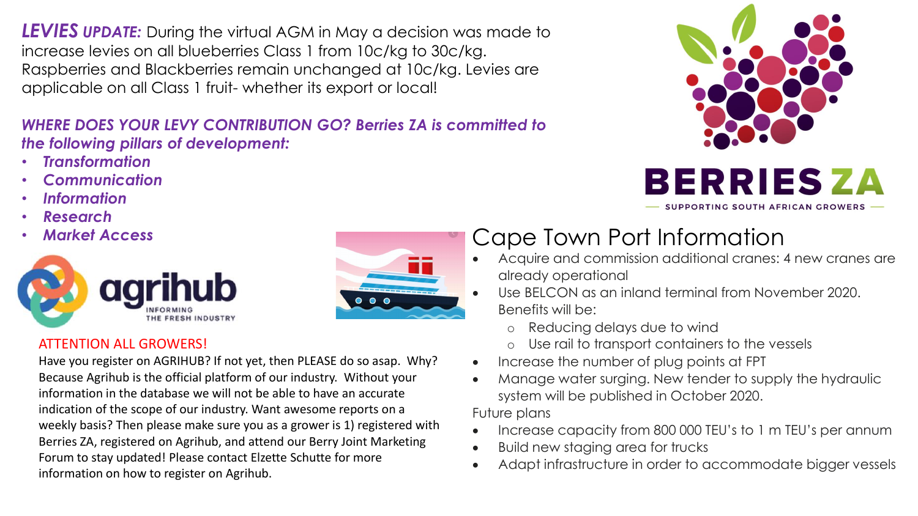***LEVIES UPDATE:*** During the virtual AGM in May a decision was made to increase levies on all blueberries Class 1 from 10c/kg to 30c/kg. Raspberries and Blackberries remain unchanged at 10c/kg. Levies are applicable on all Class 1 fruit- whether its export or local!

***WHERE DOES YOUR LEVY CONTRIBUTION GO? Berries ZA is committed to the following pillars of development:***

- ***Transformation***
- ***Communication***
- ***Information***
- ***Research***
- ***Market Access***

agrihub
INFORMING THE FRESH INDUSTRY

ATTENTION ALL GROWERS!

Have you register on AGRIHUB? If not yet, then PLEASE do so asap. Why? Because Agrihub is the official platform of our industry. Without your information in the database we will not be able to have an accurate indication of the scope of our industry. Want awesome reports on a weekly basis? Then please make sure you as a grower is 1) registered with Berries ZA, registered on Agrihub, and attend our Berry Joint Marketing Forum to stay updated! Please contact Elzette Schutte for more information on how to register on Agrihub.

BERRIES ZA
SUPPORTING SOUTH AFRICAN GROWERS

# Cape Town Port Information

- Acquire and commission additional cranes: 4 new cranes are already operational
- Use BELCON as an inland terminal from November 2020. Benefits will be:
  - Reducing delays due to wind
  - Use rail to transport containers to the vessels
- Increase the number of plug points at FPT
- Manage water surging. New tender to supply the hydraulic system will be published in October 2020.

Future plans

- Increase capacity from 800 000 TEU's to 1 m TEU's per annum
- Build new staging area for trucks
- Adapt infrastructure in order to accommodate bigger vessels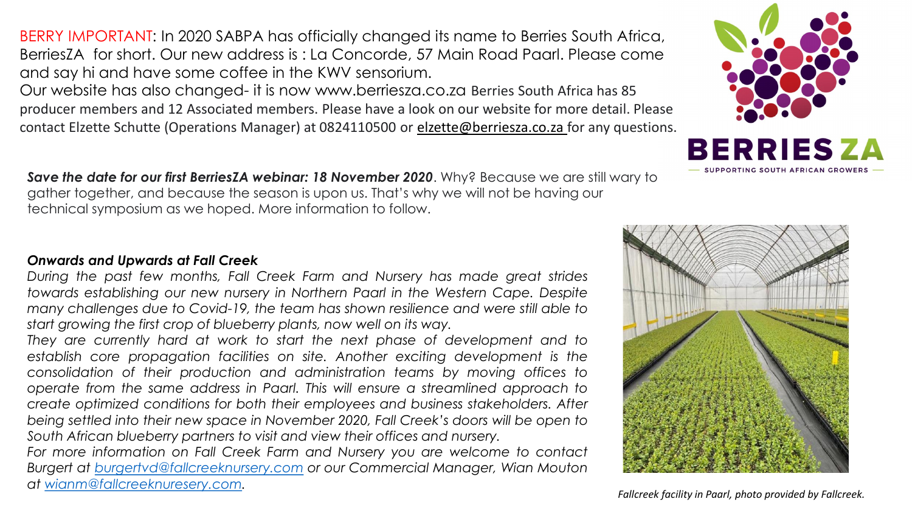BERRY IMPORTANT: In 2020 SABPA has officially changed its name to Berries South Africa, BerriesZA for short. Our new address is : La Concorde, 57 Main Road Paarl. Please come and say hi and have some coffee in the KWV sensorium.
Our website has also changed- it is now www.berriesza.co.za Berries South Africa has 85 producer members and 12 Associated members. Please have a look on our website for more detail. Please contact Elzette Schutte (Operations Manager) at 0824110500 or elzette@berriesza.co.za for any questions.

BERRIES ZA
SUPPORTING SOUTH AFRICAN GROWERS

***Save the date for our first BerriesZA webinar: 18 November 2020***. Why? Because we are still wary to gather together, and because the season is upon us. That's why we will not be having our technical symposium as we hoped. More information to follow.

***Onwards and Upwards at Fall Creek***

*During the past few months, Fall Creek Farm and Nursery has made great strides towards establishing our new nursery in Northern Paarl in the Western Cape. Despite many challenges due to Covid-19, the team has shown resilience and were still able to start growing the first crop of blueberry plants, now well on its way.*

*They are currently hard at work to start the next phase of development and to establish core propagation facilities on site. Another exciting development is the consolidation of their production and administration teams by moving offices to operate from the same address in Paarl. This will ensure a streamlined approach to create optimized conditions for both their employees and business stakeholders. After being settled into their new space in November 2020, Fall Creek's doors will be open to South African blueberry partners to visit and view their offices and nursery.*

*For more information on Fall Creek Farm and Nursery you are welcome to contact Burgert at burgertvd@fallcreeknursery.com or our Commercial Manager, Wian Mouton at wianm@fallcreeknuresery.com.*

*Fallcreek facility in Paarl, photo provided by Fallcreek.*